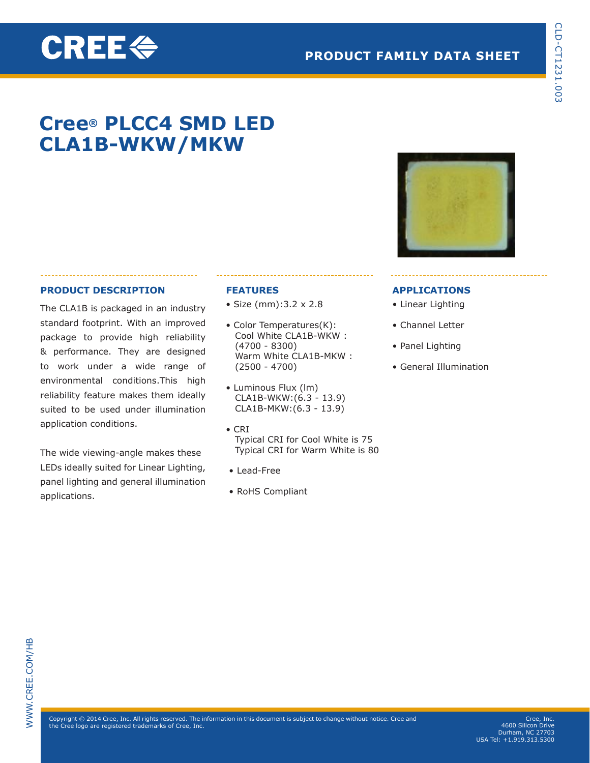# Cree® PLCC4 SMD LED CLA1B-WKW/MKW

PRODUCT FAMILY DATA SHEET

## PRODUCT DESCRIPTION

The CLA1B is packaged in an industry standard footprint. With an improved package to provide high reliability & performance. They are designed to work under a wide range of environmental conditions.This high reliability feature makes them ideally suited to be used under illumination application conditions.

The wide viewing-angle makes these LEDs ideally suited for Linear Lighting, panel lighting and general illumination applications.

## FEATURES

- Size (mm):3.2 x 2.8
- Color Temperatures(K):
  Cool White CLA1B-WKW :
  (4700 - 8300)
  Warm White CLA1B-MKW :
  (2500 - 4700)
- Luminous Flux (lm)
  CLA1B-WKW:(6.3 - 13.9)
  CLA1B-MKW:(6.3 - 13.9)
- CRI
  Typical CRI for Cool White is 75
  Typical CRI for Warm White is 80
- Lead-Free
- RoHS Compliant

## APPLICATIONS

- Linear Lighting
- Channel Letter
- Panel Lighting
- General Illumination

Copyright © 2014 Cree, Inc. All rights reserved. The information in this document is subject to change without notice. Cree and the Cree logo are registered trademarks of Cree, Inc.

Cree, Inc.
4600 Silicon Drive
Durham, NC 27703
USA Tel: +1.919.313.5300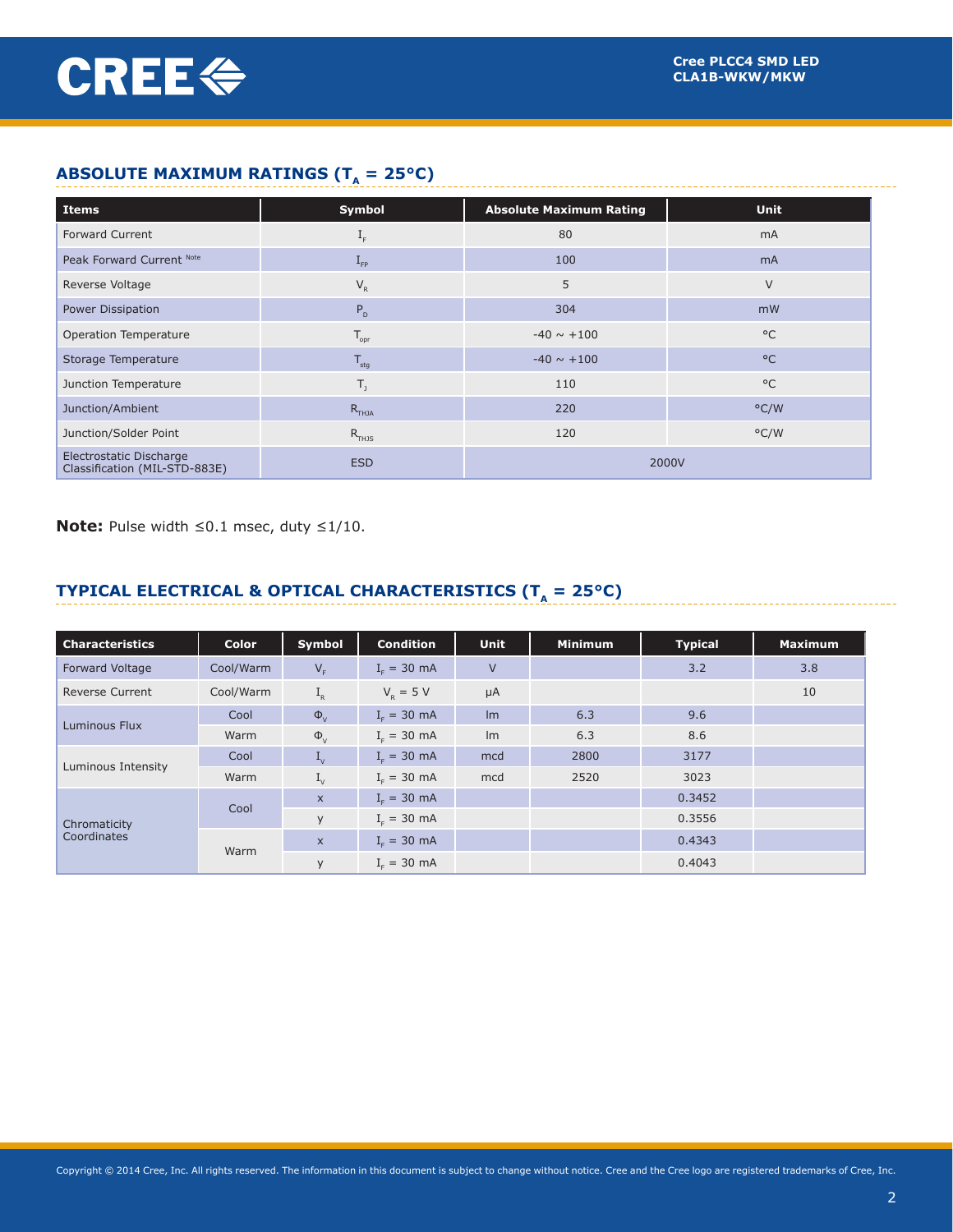## ABSOLUTE MAXIMUM RATINGS ($T_A$ = 25°C)

| Items | Symbol | Absolute Maximum Rating | Unit |
|---|---|---|---|
| Forward Current | $I_F$ | 80 | mA |
| Peak Forward Current [Note] | $I_{FP}$ | 100 | mA |
| Reverse Voltage | $V_R$ | 5 | V |
| Power Dissipation | $P_D$ | 304 | mW |
| Operation Temperature | $T_{opr}$ | -40 ~ +100 | °C |
| Storage Temperature | $T_{stg}$ | -40 ~ +100 | °C |
| Junction Temperature | $T_J$ | 110 | °C |
| Junction/Ambient | $R_{THJA}$ | 220 | °C/W |
| Junction/Solder Point | $R_{THJS}$ | 120 | °C/W |
| Electrostatic Discharge Classification (MIL-STD-883E) | ESD | 2000V | |

**Note:** Pulse width ≤0.1 msec, duty ≤1/10.

## TYPICAL ELECTRICAL & OPTICAL CHARACTERISTICS ($T_A$ = 25°C)

| Characteristics | Color | Symbol | Condition | Unit | Minimum | Typical | Maximum |
|---|---|---|---|---|---|---|---|
| Forward Voltage | Cool/Warm | $V_F$ | $I_F$ = 30 mA | V | | 3.2 | 3.8 |
| Reverse Current | Cool/Warm | $I_R$ | $V_R$ = 5 V | µA | | | 10 |
| Luminous Flux | Cool | $\Phi_V$ | $I_F$ = 30 mA | lm | 6.3 | 9.6 | |
| | Warm | $\Phi_V$ | $I_F$ = 30 mA | lm | 6.3 | 8.6 | |
| Luminous Intensity | Cool | $I_V$ | $I_F$ = 30 mA | mcd | 2800 | 3177 | |
| | Warm | $I_V$ | $I_F$ = 30 mA | mcd | 2520 | 3023 | |
| Chromaticity Coordinates | Cool | x | $I_F$ = 30 mA | | | 0.3452 | |
| | | y | $I_F$ = 30 mA | | | 0.3556 | |
| | Warm | x | $I_F$ = 30 mA | | | 0.4343 | |
| | | y | $I_F$ = 30 mA | | | 0.4043 | |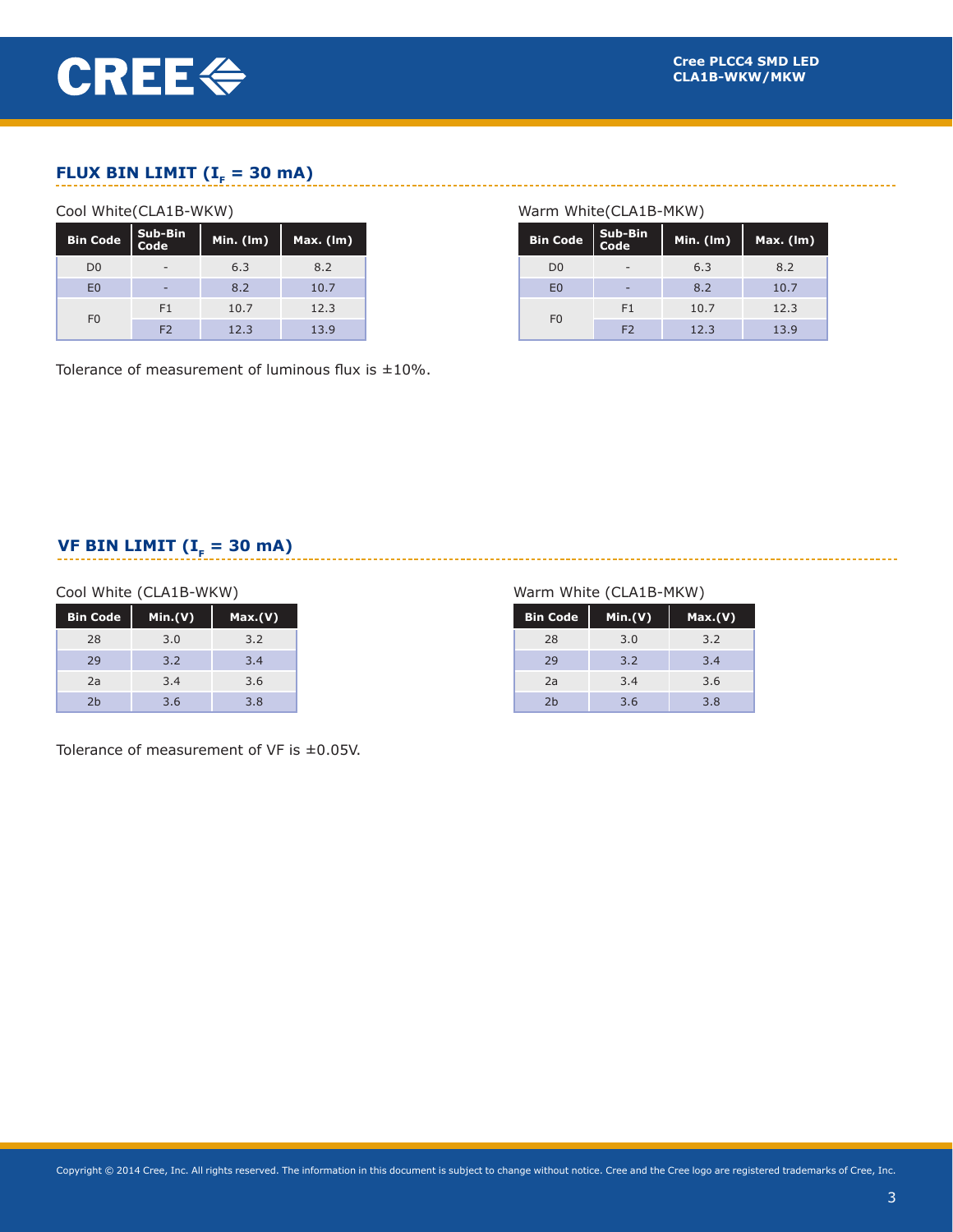## FLUX BIN LIMIT ($I_F$ = 30 mA)

Cool White(CLA1B-WKW)

| Bin Code | Sub-Bin Code | Min. (lm) | Max. (lm) |
|---|---|---|---|
| D0 | - | 6.3 | 8.2 |
| E0 | - | 8.2 | 10.7 |
| F0 | F1 | 10.7 | 12.3 |
| | F2 | 12.3 | 13.9 |

Warm White(CLA1B-MKW)

| Bin Code | Sub-Bin Code | Min. (lm) | Max. (lm) |
|---|---|---|---|
| D0 | - | 6.3 | 8.2 |
| E0 | - | 8.2 | 10.7 |
| F0 | F1 | 10.7 | 12.3 |
| | F2 | 12.3 | 13.9 |

Tolerance of measurement of luminous flux is ±10%.

## VF BIN LIMIT ($I_F$ = 30 mA)

Cool White (CLA1B-WKW)

| Bin Code | Min.(V) | Max.(V) |
|---|---|---|
| 28 | 3.0 | 3.2 |
| 29 | 3.2 | 3.4 |
| 2a | 3.4 | 3.6 |
| 2b | 3.6 | 3.8 |

Warm White (CLA1B-MKW)

| Bin Code | Min.(V) | Max.(V) |
|---|---|---|
| 28 | 3.0 | 3.2 |
| 29 | 3.2 | 3.4 |
| 2a | 3.4 | 3.6 |
| 2b | 3.6 | 3.8 |

Tolerance of measurement of VF is ±0.05V.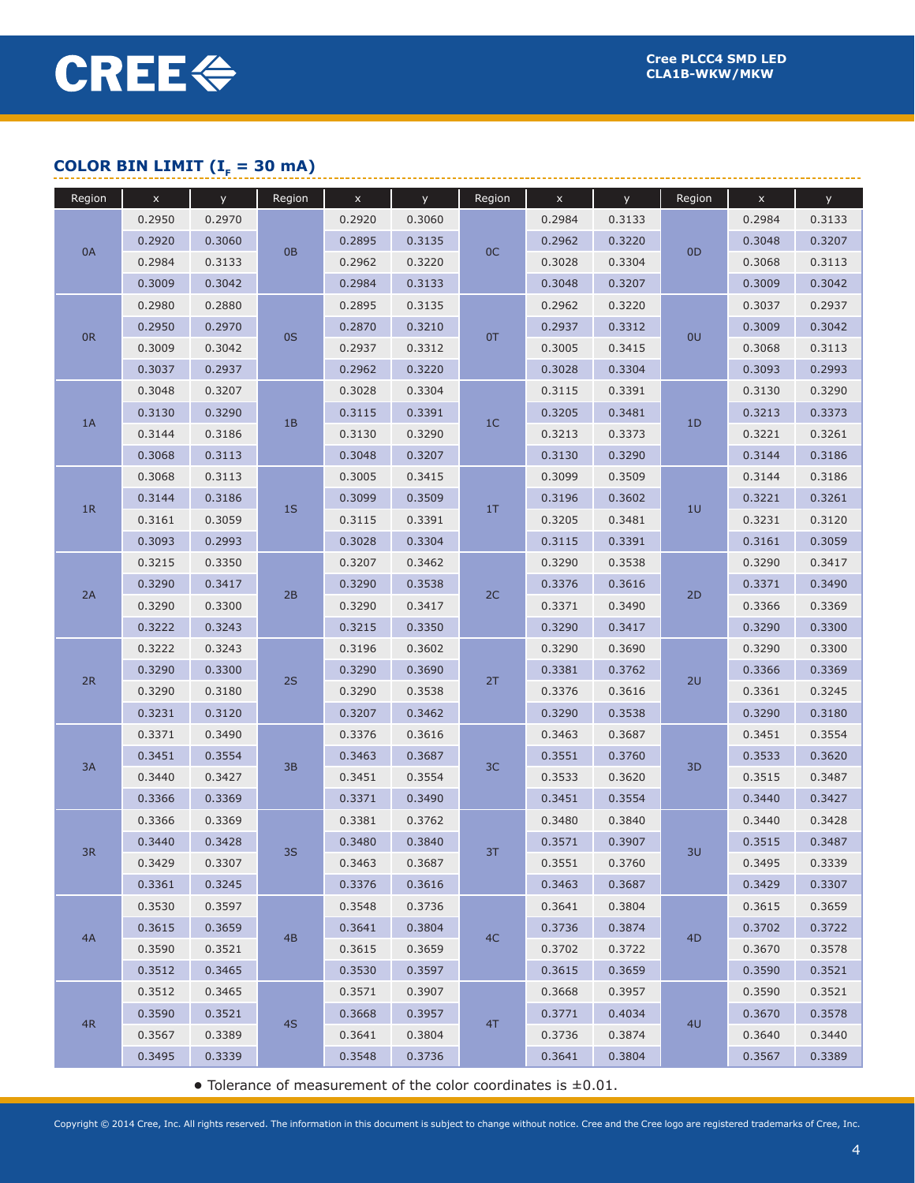## COLOR BIN LIMIT ($I_F$ = 30 mA)

| Region | x | y | Region | x | y | Region | x | y | Region | x | y |
|---|---|---|---|---|---|---|---|---|---|---|---|
| 0A | 0.2950 | 0.2970 | 0B | 0.2920 | 0.3060 | 0C | 0.2984 | 0.3133 | 0D | 0.2984 | 0.3133 |
| | 0.2920 | 0.3060 | | 0.2895 | 0.3135 | | 0.2962 | 0.3220 | | 0.3048 | 0.3207 |
| | 0.2984 | 0.3133 | | 0.2962 | 0.3220 | | 0.3028 | 0.3304 | | 0.3068 | 0.3113 |
| | 0.3009 | 0.3042 | | 0.2984 | 0.3133 | | 0.3048 | 0.3207 | | 0.3009 | 0.3042 |
| 0R | 0.2980 | 0.2880 | 0S | 0.2895 | 0.3135 | 0T | 0.2962 | 0.3220 | 0U | 0.3037 | 0.2937 |
| | 0.2950 | 0.2970 | | 0.2870 | 0.3210 | | 0.2937 | 0.3312 | | 0.3009 | 0.3042 |
| | 0.3009 | 0.3042 | | 0.2937 | 0.3312 | | 0.3005 | 0.3415 | | 0.3068 | 0.3113 |
| | 0.3037 | 0.2937 | | 0.2962 | 0.3220 | | 0.3028 | 0.3304 | | 0.3093 | 0.2993 |
| 1A | 0.3048 | 0.3207 | 1B | 0.3028 | 0.3304 | 1C | 0.3115 | 0.3391 | 1D | 0.3130 | 0.3290 |
| | 0.3130 | 0.3290 | | 0.3115 | 0.3391 | | 0.3205 | 0.3481 | | 0.3213 | 0.3373 |
| | 0.3144 | 0.3186 | | 0.3130 | 0.3290 | | 0.3213 | 0.3373 | | 0.3221 | 0.3261 |
| | 0.3068 | 0.3113 | | 0.3048 | 0.3207 | | 0.3130 | 0.3290 | | 0.3144 | 0.3186 |
| 1R | 0.3068 | 0.3113 | 1S | 0.3005 | 0.3415 | 1T | 0.3099 | 0.3509 | 1U | 0.3144 | 0.3186 |
| | 0.3144 | 0.3186 | | 0.3099 | 0.3509 | | 0.3196 | 0.3602 | | 0.3221 | 0.3261 |
| | 0.3161 | 0.3059 | | 0.3115 | 0.3391 | | 0.3205 | 0.3481 | | 0.3231 | 0.3120 |
| | 0.3093 | 0.2993 | | 0.3028 | 0.3304 | | 0.3115 | 0.3391 | | 0.3161 | 0.3059 |
| 2A | 0.3215 | 0.3350 | 2B | 0.3207 | 0.3462 | 2C | 0.3290 | 0.3538 | 2D | 0.3290 | 0.3417 |
| | 0.3290 | 0.3417 | | 0.3290 | 0.3538 | | 0.3376 | 0.3616 | | 0.3371 | 0.3490 |
| | 0.3290 | 0.3300 | | 0.3290 | 0.3417 | | 0.3371 | 0.3490 | | 0.3366 | 0.3369 |
| | 0.3222 | 0.3243 | | 0.3215 | 0.3350 | | 0.3290 | 0.3417 | | 0.3290 | 0.3300 |
| 2R | 0.3222 | 0.3243 | 2S | 0.3196 | 0.3602 | 2T | 0.3290 | 0.3690 | 2U | 0.3290 | 0.3300 |
| | 0.3290 | 0.3300 | | 0.3290 | 0.3690 | | 0.3381 | 0.3762 | | 0.3366 | 0.3369 |
| | 0.3290 | 0.3180 | | 0.3290 | 0.3538 | | 0.3376 | 0.3616 | | 0.3361 | 0.3245 |
| | 0.3231 | 0.3120 | | 0.3207 | 0.3462 | | 0.3290 | 0.3538 | | 0.3290 | 0.3180 |
| 3A | 0.3371 | 0.3490 | 3B | 0.3376 | 0.3616 | 3C | 0.3463 | 0.3687 | 3D | 0.3451 | 0.3554 |
| | 0.3451 | 0.3554 | | 0.3463 | 0.3687 | | 0.3551 | 0.3760 | | 0.3533 | 0.3620 |
| | 0.3440 | 0.3427 | | 0.3451 | 0.3554 | | 0.3533 | 0.3620 | | 0.3515 | 0.3487 |
| | 0.3366 | 0.3369 | | 0.3371 | 0.3490 | | 0.3451 | 0.3554 | | 0.3440 | 0.3427 |
| 3R | 0.3366 | 0.3369 | 3S | 0.3381 | 0.3762 | 3T | 0.3480 | 0.3840 | 3U | 0.3440 | 0.3428 |
| | 0.3440 | 0.3428 | | 0.3480 | 0.3840 | | 0.3571 | 0.3907 | | 0.3515 | 0.3487 |
| | 0.3429 | 0.3307 | | 0.3463 | 0.3687 | | 0.3551 | 0.3760 | | 0.3495 | 0.3339 |
| | 0.3361 | 0.3245 | | 0.3376 | 0.3616 | | 0.3463 | 0.3687 | | 0.3429 | 0.3307 |
| 4A | 0.3530 | 0.3597 | 4B | 0.3548 | 0.3736 | 4C | 0.3641 | 0.3804 | 4D | 0.3615 | 0.3659 |
| | 0.3615 | 0.3659 | | 0.3641 | 0.3804 | | 0.3736 | 0.3874 | | 0.3702 | 0.3722 |
| | 0.3590 | 0.3521 | | 0.3615 | 0.3659 | | 0.3702 | 0.3722 | | 0.3670 | 0.3578 |
| | 0.3512 | 0.3465 | | 0.3530 | 0.3597 | | 0.3615 | 0.3659 | | 0.3590 | 0.3521 |
| 4R | 0.3512 | 0.3465 | 4S | 0.3571 | 0.3907 | 4T | 0.3668 | 0.3957 | 4U | 0.3590 | 0.3521 |
| | 0.3590 | 0.3521 | | 0.3668 | 0.3957 | | 0.3771 | 0.4034 | | 0.3670 | 0.3578 |
| | 0.3567 | 0.3389 | | 0.3641 | 0.3804 | | 0.3736 | 0.3874 | | 0.3640 | 0.3440 |
| | 0.3495 | 0.3339 | | 0.3548 | 0.3736 | | 0.3641 | 0.3804 | | 0.3567 | 0.3389 |

- Tolerance of measurement of the color coordinates is ±0.01.

Copyright © 2014 Cree, Inc. All rights reserved. The information in this document is subject to change without notice. Cree and the Cree logo are registered trademarks of Cree, Inc.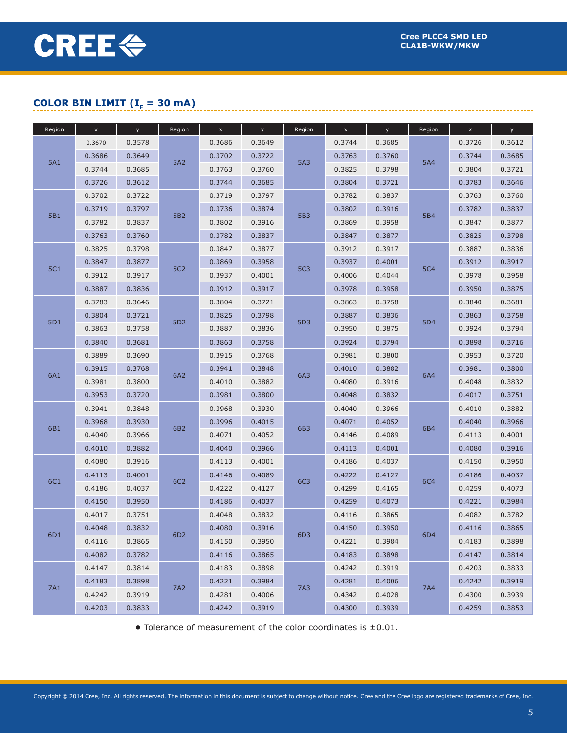## COLOR BIN LIMIT ($I_F$ = 30 mA)

| Region | x | y | Region | x | y | Region | x | y | Region | x | y |
|---|---|---|---|---|---|---|---|---|---|---|---|
| 5A1 | 0.3670 | 0.3578 | 5A2 | 0.3686 | 0.3649 | 5A3 | 0.3744 | 0.3685 | 5A4 | 0.3726 | 0.3612 |
| | 0.3686 | 0.3649 | | 0.3702 | 0.3722 | | 0.3763 | 0.3760 | | 0.3744 | 0.3685 |
| | 0.3744 | 0.3685 | | 0.3763 | 0.3760 | | 0.3825 | 0.3798 | | 0.3804 | 0.3721 |
| | 0.3726 | 0.3612 | | 0.3744 | 0.3685 | | 0.3804 | 0.3721 | | 0.3783 | 0.3646 |
| 5B1 | 0.3702 | 0.3722 | 5B2 | 0.3719 | 0.3797 | 5B3 | 0.3782 | 0.3837 | 5B4 | 0.3763 | 0.3760 |
| | 0.3719 | 0.3797 | | 0.3736 | 0.3874 | | 0.3802 | 0.3916 | | 0.3782 | 0.3837 |
| | 0.3782 | 0.3837 | | 0.3802 | 0.3916 | | 0.3869 | 0.3958 | | 0.3847 | 0.3877 |
| | 0.3763 | 0.3760 | | 0.3782 | 0.3837 | | 0.3847 | 0.3877 | | 0.3825 | 0.3798 |
| 5C1 | 0.3825 | 0.3798 | 5C2 | 0.3847 | 0.3877 | 5C3 | 0.3912 | 0.3917 | 5C4 | 0.3887 | 0.3836 |
| | 0.3847 | 0.3877 | | 0.3869 | 0.3958 | | 0.3937 | 0.4001 | | 0.3912 | 0.3917 |
| | 0.3912 | 0.3917 | | 0.3937 | 0.4001 | | 0.4006 | 0.4044 | | 0.3978 | 0.3958 |
| | 0.3887 | 0.3836 | | 0.3912 | 0.3917 | | 0.3978 | 0.3958 | | 0.3950 | 0.3875 |
| 5D1 | 0.3783 | 0.3646 | 5D2 | 0.3804 | 0.3721 | 5D3 | 0.3863 | 0.3758 | 5D4 | 0.3840 | 0.3681 |
| | 0.3804 | 0.3721 | | 0.3825 | 0.3798 | | 0.3887 | 0.3836 | | 0.3863 | 0.3758 |
| | 0.3863 | 0.3758 | | 0.3887 | 0.3836 | | 0.3950 | 0.3875 | | 0.3924 | 0.3794 |
| | 0.3840 | 0.3681 | | 0.3863 | 0.3758 | | 0.3924 | 0.3794 | | 0.3898 | 0.3716 |
| 6A1 | 0.3889 | 0.3690 | 6A2 | 0.3915 | 0.3768 | 6A3 | 0.3981 | 0.3800 | 6A4 | 0.3953 | 0.3720 |
| | 0.3915 | 0.3768 | | 0.3941 | 0.3848 | | 0.4010 | 0.3882 | | 0.3981 | 0.3800 |
| | 0.3981 | 0.3800 | | 0.4010 | 0.3882 | | 0.4080 | 0.3916 | | 0.4048 | 0.3832 |
| | 0.3953 | 0.3720 | | 0.3981 | 0.3800 | | 0.4048 | 0.3832 | | 0.4017 | 0.3751 |
| 6B1 | 0.3941 | 0.3848 | 6B2 | 0.3968 | 0.3930 | 6B3 | 0.4040 | 0.3966 | 6B4 | 0.4010 | 0.3882 |
| | 0.3968 | 0.3930 | | 0.3996 | 0.4015 | | 0.4071 | 0.4052 | | 0.4040 | 0.3966 |
| | 0.4040 | 0.3966 | | 0.4071 | 0.4052 | | 0.4146 | 0.4089 | | 0.4113 | 0.4001 |
| | 0.4010 | 0.3882 | | 0.4040 | 0.3966 | | 0.4113 | 0.4001 | | 0.4080 | 0.3916 |
| 6C1 | 0.4080 | 0.3916 | 6C2 | 0.4113 | 0.4001 | 6C3 | 0.4186 | 0.4037 | 6C4 | 0.4150 | 0.3950 |
| | 0.4113 | 0.4001 | | 0.4146 | 0.4089 | | 0.4222 | 0.4127 | | 0.4186 | 0.4037 |
| | 0.4186 | 0.4037 | | 0.4222 | 0.4127 | | 0.4299 | 0.4165 | | 0.4259 | 0.4073 |
| | 0.4150 | 0.3950 | | 0.4186 | 0.4037 | | 0.4259 | 0.4073 | | 0.4221 | 0.3984 |
| 6D1 | 0.4017 | 0.3751 | 6D2 | 0.4048 | 0.3832 | 6D3 | 0.4116 | 0.3865 | 6D4 | 0.4082 | 0.3782 |
| | 0.4048 | 0.3832 | | 0.4080 | 0.3916 | | 0.4150 | 0.3950 | | 0.4116 | 0.3865 |
| | 0.4116 | 0.3865 | | 0.4150 | 0.3950 | | 0.4221 | 0.3984 | | 0.4183 | 0.3898 |
| | 0.4082 | 0.3782 | | 0.4116 | 0.3865 | | 0.4183 | 0.3898 | | 0.4147 | 0.3814 |
| 7A1 | 0.4147 | 0.3814 | 7A2 | 0.4183 | 0.3898 | 7A3 | 0.4242 | 0.3919 | 7A4 | 0.4203 | 0.3833 |
| | 0.4183 | 0.3898 | | 0.4221 | 0.3984 | | 0.4281 | 0.4006 | | 0.4242 | 0.3919 |
| | 0.4242 | 0.3919 | | 0.4281 | 0.4006 | | 0.4342 | 0.4028 | | 0.4300 | 0.3939 |
| | 0.4203 | 0.3833 | | 0.4242 | 0.3919 | | 0.4300 | 0.3939 | | 0.4259 | 0.3853 |

- Tolerance of measurement of the color coordinates is ±0.01.

Copyright © 2014 Cree, Inc. All rights reserved. The information in this document is subject to change without notice. Cree and the Cree logo are registered trademarks of Cree, Inc.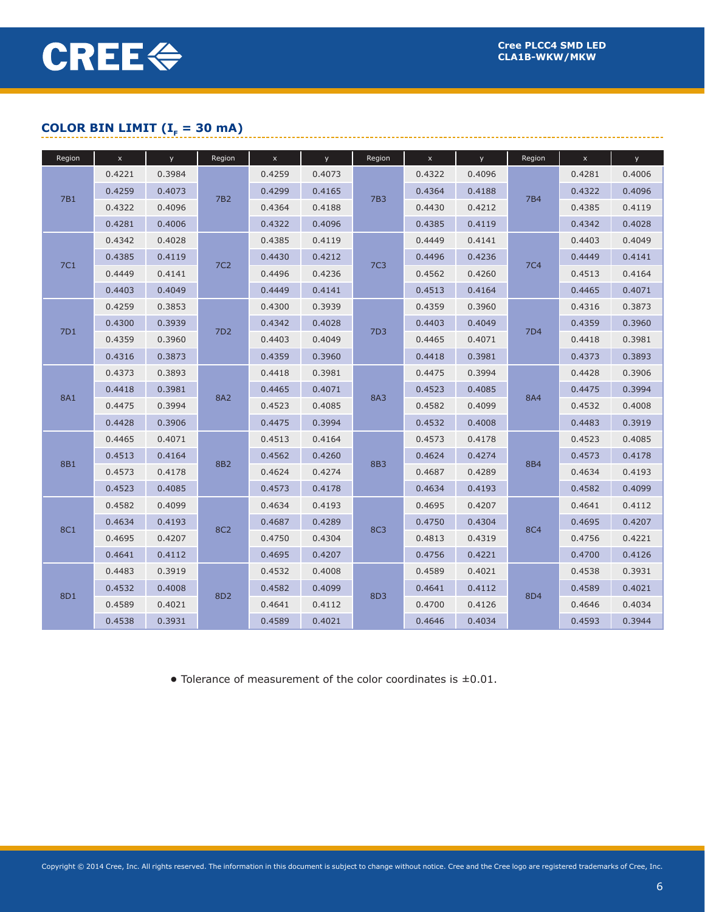## COLOR BIN LIMIT ($I_F$ = 30 mA)

| Region | x | y | Region | x | y | Region | x | y | Region | x | y |
|---|---|---|---|---|---|---|---|---|---|---|---|
| 7B1 | 0.4221 | 0.3984 | 7B2 | 0.4259 | 0.4073 | 7B3 | 0.4322 | 0.4096 | 7B4 | 0.4281 | 0.4006 |
| | 0.4259 | 0.4073 | | 0.4299 | 0.4165 | | 0.4364 | 0.4188 | | 0.4322 | 0.4096 |
| | 0.4322 | 0.4096 | | 0.4364 | 0.4188 | | 0.4430 | 0.4212 | | 0.4385 | 0.4119 |
| | 0.4281 | 0.4006 | | 0.4322 | 0.4096 | | 0.4385 | 0.4119 | | 0.4342 | 0.4028 |
| 7C1 | 0.4342 | 0.4028 | 7C2 | 0.4385 | 0.4119 | 7C3 | 0.4449 | 0.4141 | 7C4 | 0.4403 | 0.4049 |
| | 0.4385 | 0.4119 | | 0.4430 | 0.4212 | | 0.4496 | 0.4236 | | 0.4449 | 0.4141 |
| | 0.4449 | 0.4141 | | 0.4496 | 0.4236 | | 0.4562 | 0.4260 | | 0.4513 | 0.4164 |
| | 0.4403 | 0.4049 | | 0.4449 | 0.4141 | | 0.4513 | 0.4164 | | 0.4465 | 0.4071 |
| 7D1 | 0.4259 | 0.3853 | 7D2 | 0.4300 | 0.3939 | 7D3 | 0.4359 | 0.3960 | 7D4 | 0.4316 | 0.3873 |
| | 0.4300 | 0.3939 | | 0.4342 | 0.4028 | | 0.4403 | 0.4049 | | 0.4359 | 0.3960 |
| | 0.4359 | 0.3960 | | 0.4403 | 0.4049 | | 0.4465 | 0.4071 | | 0.4418 | 0.3981 |
| | 0.4316 | 0.3873 | | 0.4359 | 0.3960 | | 0.4418 | 0.3981 | | 0.4373 | 0.3893 |
| 8A1 | 0.4373 | 0.3893 | 8A2 | 0.4418 | 0.3981 | 8A3 | 0.4475 | 0.3994 | 8A4 | 0.4428 | 0.3906 |
| | 0.4418 | 0.3981 | | 0.4465 | 0.4071 | | 0.4523 | 0.4085 | | 0.4475 | 0.3994 |
| | 0.4475 | 0.3994 | | 0.4523 | 0.4085 | | 0.4582 | 0.4099 | | 0.4532 | 0.4008 |
| | 0.4428 | 0.3906 | | 0.4475 | 0.3994 | | 0.4532 | 0.4008 | | 0.4483 | 0.3919 |
| 8B1 | 0.4465 | 0.4071 | 8B2 | 0.4513 | 0.4164 | 8B3 | 0.4573 | 0.4178 | 8B4 | 0.4523 | 0.4085 |
| | 0.4513 | 0.4164 | | 0.4562 | 0.4260 | | 0.4624 | 0.4274 | | 0.4573 | 0.4178 |
| | 0.4573 | 0.4178 | | 0.4624 | 0.4274 | | 0.4687 | 0.4289 | | 0.4634 | 0.4193 |
| | 0.4523 | 0.4085 | | 0.4573 | 0.4178 | | 0.4634 | 0.4193 | | 0.4582 | 0.4099 |
| 8C1 | 0.4582 | 0.4099 | 8C2 | 0.4634 | 0.4193 | 8C3 | 0.4695 | 0.4207 | 8C4 | 0.4641 | 0.4112 |
| | 0.4634 | 0.4193 | | 0.4687 | 0.4289 | | 0.4750 | 0.4304 | | 0.4695 | 0.4207 |
| | 0.4695 | 0.4207 | | 0.4750 | 0.4304 | | 0.4813 | 0.4319 | | 0.4756 | 0.4221 |
| | 0.4641 | 0.4112 | | 0.4695 | 0.4207 | | 0.4756 | 0.4221 | | 0.4700 | 0.4126 |
| 8D1 | 0.4483 | 0.3919 | 8D2 | 0.4532 | 0.4008 | 8D3 | 0.4589 | 0.4021 | 8D4 | 0.4538 | 0.3931 |
| | 0.4532 | 0.4008 | | 0.4582 | 0.4099 | | 0.4641 | 0.4112 | | 0.4589 | 0.4021 |
| | 0.4589 | 0.4021 | | 0.4641 | 0.4112 | | 0.4700 | 0.4126 | | 0.4646 | 0.4034 |
| | 0.4538 | 0.3931 | | 0.4589 | 0.4021 | | 0.4646 | 0.4034 | | 0.4593 | 0.3944 |

- Tolerance of measurement of the color coordinates is ±0.01.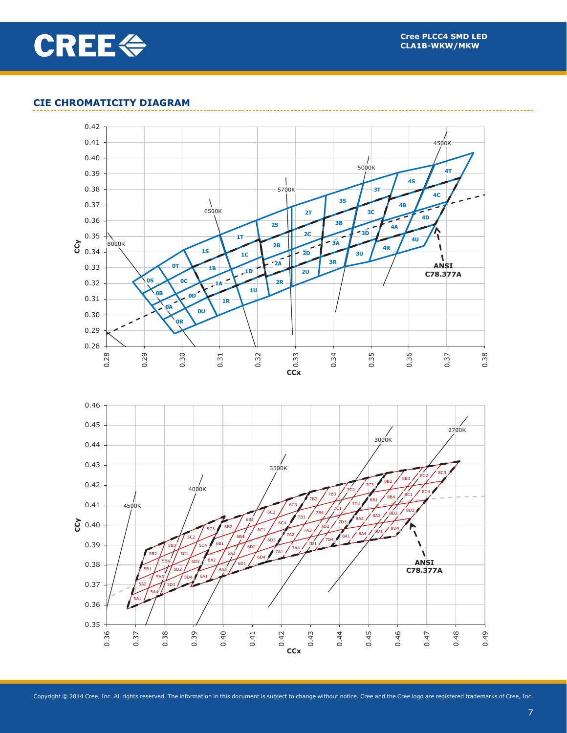## CIE CHROMATICITY DIAGRAM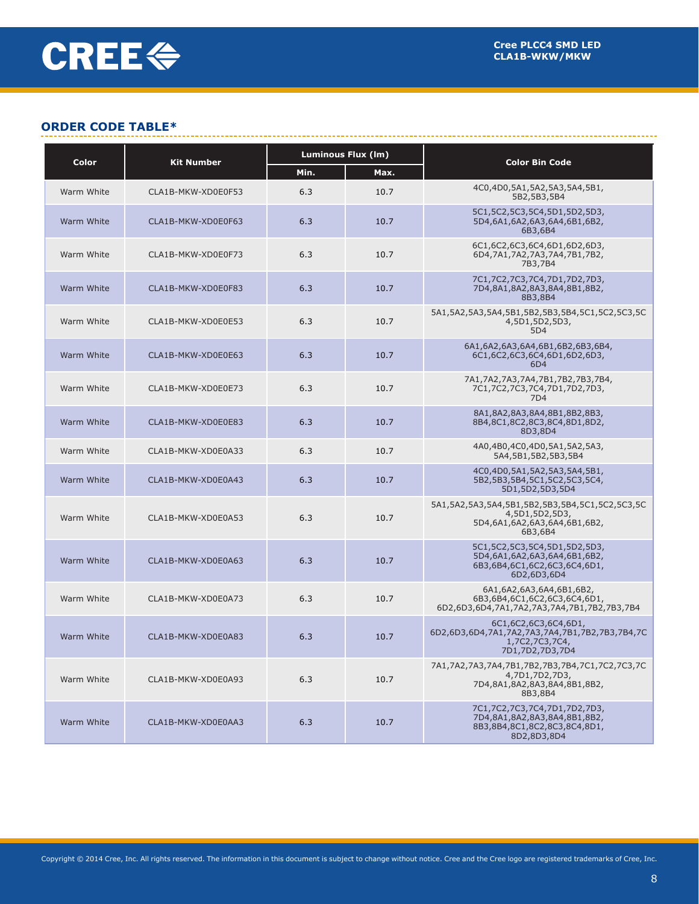## ORDER CODE TABLE*

| Color | Kit Number | Luminous Flux (lm) | | Color Bin Code |
|---|---|---|---|---|
| | | Min. | Max. | |
| Warm White | CLA1B-MKW-XD0E0F53 | 6.3 | 10.7 | 4C0,4D0,5A1,5A2,5A3,5A4,5B1, 5B2,5B3,5B4 |
| Warm White | CLA1B-MKW-XD0E0F63 | 6.3 | 10.7 | 5C1,5C2,5C3,5C4,5D1,5D2,5D3, 5D4,6A1,6A2,6A3,6A4,6B1,6B2, 6B3,6B4 |
| Warm White | CLA1B-MKW-XD0E0F73 | 6.3 | 10.7 | 6C1,6C2,6C3,6C4,6D1,6D2,6D3, 6D4,7A1,7A2,7A3,7A4,7B1,7B2, 7B3,7B4 |
| Warm White | CLA1B-MKW-XD0E0F83 | 6.3 | 10.7 | 7C1,7C2,7C3,7C4,7D1,7D2,7D3, 7D4,8A1,8A2,8A3,8A4,8B1,8B2, 8B3,8B4 |
| Warm White | CLA1B-MKW-XD0E0E53 | 6.3 | 10.7 | 5A1,5A2,5A3,5A4,5B1,5B2,5B3,5B4,5C1,5C2,5C3,5C4,5D1,5D2,5D3, 5D4 |
| Warm White | CLA1B-MKW-XD0E0E63 | 6.3 | 10.7 | 6A1,6A2,6A3,6A4,6B1,6B2,6B3,6B4, 6C1,6C2,6C3,6C4,6D1,6D2,6D3, 6D4 |
| Warm White | CLA1B-MKW-XD0E0E73 | 6.3 | 10.7 | 7A1,7A2,7A3,7A4,7B1,7B2,7B3,7B4, 7C1,7C2,7C3,7C4,7D1,7D2,7D3, 7D4 |
| Warm White | CLA1B-MKW-XD0E0E83 | 6.3 | 10.7 | 8A1,8A2,8A3,8A4,8B1,8B2,8B3, 8B4,8C1,8C2,8C3,8C4,8D1,8D2, 8D3,8D4 |
| Warm White | CLA1B-MKW-XD0E0A33 | 6.3 | 10.7 | 4A0,4B0,4C0,4D0,5A1,5A2,5A3, 5A4,5B1,5B2,5B3,5B4 |
| Warm White | CLA1B-MKW-XD0E0A43 | 6.3 | 10.7 | 4C0,4D0,5A1,5A2,5A3,5A4,5B1, 5B2,5B3,5B4,5C1,5C2,5C3,5C4, 5D1,5D2,5D3,5D4 |
| Warm White | CLA1B-MKW-XD0E0A53 | 6.3 | 10.7 | 5A1,5A2,5A3,5A4,5B1,5B2,5B3,5B4,5C1,5C2,5C3,5C4,5D1,5D2,5D3, 5D4,6A1,6A2,6A3,6A4,6B1,6B2, 6B3,6B4 |
| Warm White | CLA1B-MKW-XD0E0A63 | 6.3 | 10.7 | 5C1,5C2,5C3,5C4,5D1,5D2,5D3, 5D4,6A1,6A2,6A3,6A4,6B1,6B2, 6B3,6B4,6C1,6C2,6C3,6C4,6D1, 6D2,6D3,6D4 |
| Warm White | CLA1B-MKW-XD0E0A73 | 6.3 | 10.7 | 6A1,6A2,6A3,6A4,6B1,6B2, 6B3,6B4,6C1,6C2,6C3,6C4,6D1, 6D2,6D3,6D4,7A1,7A2,7A3,7A4,7B1,7B2,7B3,7B4 |
| Warm White | CLA1B-MKW-XD0E0A83 | 6.3 | 10.7 | 6C1,6C2,6C3,6C4,6D1, 6D2,6D3,6D4,7A1,7A2,7A3,7A4,7B1,7B2,7B3,7B4,7C1,7C2,7C3,7C4, 7D1,7D2,7D3,7D4 |
| Warm White | CLA1B-MKW-XD0E0A93 | 6.3 | 10.7 | 7A1,7A2,7A3,7A4,7B1,7B2,7B3,7B4,7C1,7C2,7C3,7C4,7D1,7D2,7D3, 7D4,8A1,8A2,8A3,8A4,8B1,8B2, 8B3,8B4 |
| Warm White | CLA1B-MKW-XD0E0AA3 | 6.3 | 10.7 | 7C1,7C2,7C3,7C4,7D1,7D2,7D3, 7D4,8A1,8A2,8A3,8A4,8B1,8B2, 8B3,8B4,8C1,8C2,8C3,8C4,8D1, 8D2,8D3,8D4 |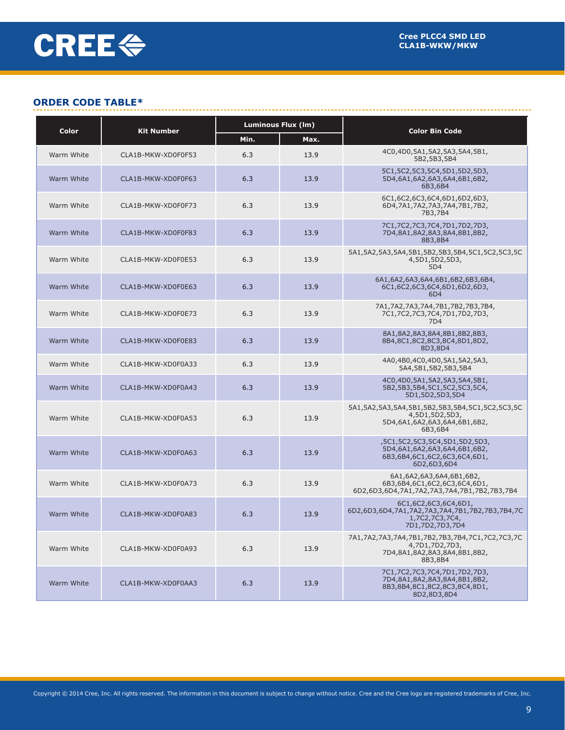## ORDER CODE TABLE*

| Color | Kit Number | Luminous Flux (lm) | | Color Bin Code |
|---|---|---|---|---|
| | | Min. | Max. | |
| Warm White | CLA1B-MKW-XD0F0F53 | 6.3 | 13.9 | 4C0,4D0,5A1,5A2,5A3,5A4,5B1, 5B2,5B3,5B4 |
| Warm White | CLA1B-MKW-XD0F0F63 | 6.3 | 13.9 | 5C1,5C2,5C3,5C4,5D1,5D2,5D3, 5D4,6A1,6A2,6A3,6A4,6B1,6B2, 6B3,6B4 |
| Warm White | CLA1B-MKW-XD0F0F73 | 6.3 | 13.9 | 6C1,6C2,6C3,6C4,6D1,6D2,6D3, 6D4,7A1,7A2,7A3,7A4,7B1,7B2, 7B3,7B4 |
| Warm White | CLA1B-MKW-XD0F0F83 | 6.3 | 13.9 | 7C1,7C2,7C3,7C4,7D1,7D2,7D3, 7D4,8A1,8A2,8A3,8A4,8B1,8B2, 8B3,8B4 |
| Warm White | CLA1B-MKW-XD0F0E53 | 6.3 | 13.9 | 5A1,5A2,5A3,5A4,5B1,5B2,5B3,5B4,5C1,5C2,5C3,5C 4,5D1,5D2,5D3, 5D4 |
| Warm White | CLA1B-MKW-XD0F0E63 | 6.3 | 13.9 | 6A1,6A2,6A3,6A4,6B1,6B2,6B3,6B4, 6C1,6C2,6C3,6C4,6D1,6D2,6D3, 6D4 |
| Warm White | CLA1B-MKW-XD0F0E73 | 6.3 | 13.9 | 7A1,7A2,7A3,7A4,7B1,7B2,7B3,7B4, 7C1,7C2,7C3,7C4,7D1,7D2,7D3, 7D4 |
| Warm White | CLA1B-MKW-XD0F0E83 | 6.3 | 13.9 | 8A1,8A2,8A3,8A4,8B1,8B2,8B3, 8B4,8C1,8C2,8C3,8C4,8D1,8D2, 8D3,8D4 |
| Warm White | CLA1B-MKW-XD0F0A33 | 6.3 | 13.9 | 4A0,4B0,4C0,4D0,5A1,5A2,5A3, 5A4,5B1,5B2,5B3,5B4 |
| Warm White | CLA1B-MKW-XD0F0A43 | 6.3 | 13.9 | 4C0,4D0,5A1,5A2,5A3,5A4,5B1, 5B2,5B3,5B4,5C1,5C2,5C3,5C4, 5D1,5D2,5D3,5D4 |
| Warm White | CLA1B-MKW-XD0F0A53 | 6.3 | 13.9 | 5A1,5A2,5A3,5A4,5B1,5B2,5B3,5B4,5C1,5C2,5C3,5C 4,5D1,5D2,5D3, 5D4,6A1,6A2,6A3,6A4,6B1,6B2, 6B3,6B4 |
| Warm White | CLA1B-MKW-XD0F0A63 | 6.3 | 13.9 | ,5C1,5C2,5C3,5C4,5D1,5D2,5D3, 5D4,6A1,6A2,6A3,6A4,6B1,6B2, 6B3,6B4,6C1,6C2,6C3,6C4,6D1, 6D2,6D3,6D4 |
| Warm White | CLA1B-MKW-XD0F0A73 | 6.3 | 13.9 | 6A1,6A2,6A3,6A4,6B1,6B2, 6B3,6B4,6C1,6C2,6C3,6C4,6D1, 6D2,6D3,6D4,7A1,7A2,7A3,7A4,7B1,7B2,7B3,7B4 |
| Warm White | CLA1B-MKW-XD0F0A83 | 6.3 | 13.9 | 6C1,6C2,6C3,6C4,6D1, 6D2,6D3,6D4,7A1,7A2,7A3,7A4,7B1,7B2,7B3,7B4,7C 1,7C2,7C3,7C4, 7D1,7D2,7D3,7D4 |
| Warm White | CLA1B-MKW-XD0F0A93 | 6.3 | 13.9 | 7A1,7A2,7A3,7A4,7B1,7B2,7B3,7B4,7C1,7C2,7C3,7C 4,7D1,7D2,7D3, 7D4,8A1,8A2,8A3,8A4,8B1,8B2, 8B3,8B4 |
| Warm White | CLA1B-MKW-XD0F0AA3 | 6.3 | 13.9 | 7C1,7C2,7C3,7C4,7D1,7D2,7D3, 7D4,8A1,8A2,8A3,8A4,8B1,8B2, 8B3,8B4,8C1,8C2,8C3,8C4,8D1, 8D2,8D3,8D4 |

Copyright © 2014 Cree, Inc. All rights reserved. The information in this document is subject to change without notice. Cree and the Cree logo are registered trademarks of Cree, Inc.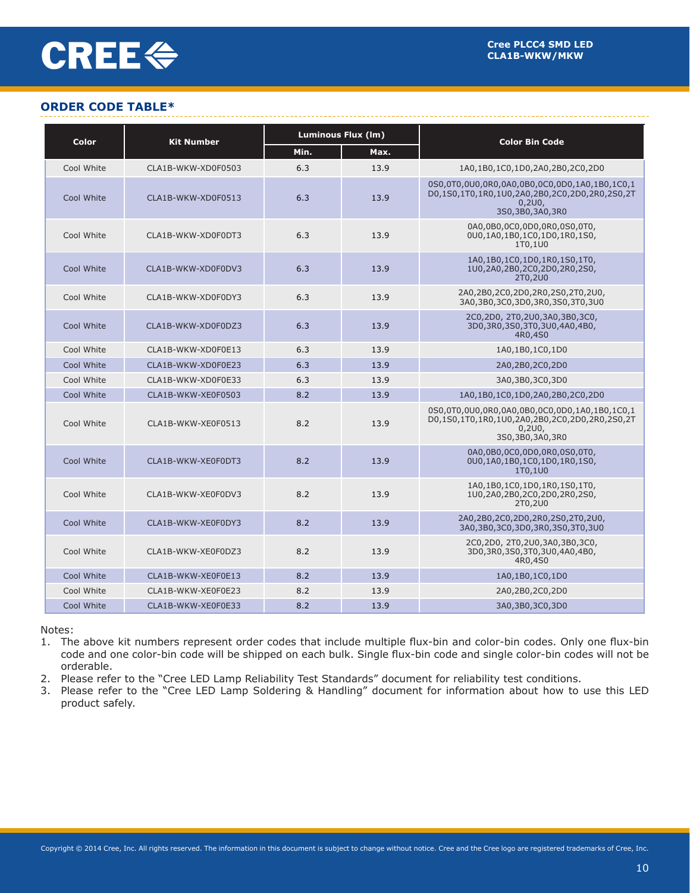## ORDER CODE TABLE*

| Color | Kit Number | Luminous Flux (lm) | | Color Bin Code |
|---|---|---|---|---|
| | | Min. | Max. | |
| Cool White | CLA1B-WKW-XD0F0503 | 6.3 | 13.9 | 1A0,1B0,1C0,1D0,2A0,2B0,2C0,2D0 |
| Cool White | CLA1B-WKW-XD0F0513 | 6.3 | 13.9 | 0S0,0T0,0U0,0R0,0A0,0B0,0C0,0D0,1A0,1B0,1C0,1D0,1S0,1T0,1R0,1U0,2A0,2B0,2C0,2D0,2R0,2S0,2T0,2U0, 3S0,3B0,3A0,3R0 |
| Cool White | CLA1B-WKW-XD0F0DT3 | 6.3 | 13.9 | 0A0,0B0,0C0,0D0,0R0,0S0,0T0, 0U0,1A0,1B0,1C0,1D0,1R0,1S0, 1T0,1U0 |
| Cool White | CLA1B-WKW-XD0F0DV3 | 6.3 | 13.9 | 1A0,1B0,1C0,1D0,1R0,1S0,1T0, 1U0,2A0,2B0,2C0,2D0,2R0,2S0, 2T0,2U0 |
| Cool White | CLA1B-WKW-XD0F0DY3 | 6.3 | 13.9 | 2A0,2B0,2C0,2D0,2R0,2S0,2T0,2U0, 3A0,3B0,3C0,3D0,3R0,3S0,3T0,3U0 |
| Cool White | CLA1B-WKW-XD0F0DZ3 | 6.3 | 13.9 | 2C0,2D0, 2T0,2U0,3A0,3B0,3C0, 3D0,3R0,3S0,3T0,3U0,4A0,4B0, 4R0,4S0 |
| Cool White | CLA1B-WKW-XD0F0E13 | 6.3 | 13.9 | 1A0,1B0,1C0,1D0 |
| Cool White | CLA1B-WKW-XD0F0E23 | 6.3 | 13.9 | 2A0,2B0,2C0,2D0 |
| Cool White | CLA1B-WKW-XD0F0E33 | 6.3 | 13.9 | 3A0,3B0,3C0,3D0 |
| Cool White | CLA1B-WKW-XE0F0503 | 8.2 | 13.9 | 1A0,1B0,1C0,1D0,2A0,2B0,2C0,2D0 |
| Cool White | CLA1B-WKW-XE0F0513 | 8.2 | 13.9 | 0S0,0T0,0U0,0R0,0A0,0B0,0C0,0D0,1A0,1B0,1C0,1D0,1S0,1T0,1R0,1U0,2A0,2B0,2C0,2D0,2R0,2S0,2T0,2U0, 3S0,3B0,3A0,3R0 |
| Cool White | CLA1B-WKW-XE0F0DT3 | 8.2 | 13.9 | 0A0,0B0,0C0,0D0,0R0,0S0,0T0, 0U0,1A0,1B0,1C0,1D0,1R0,1S0, 1T0,1U0 |
| Cool White | CLA1B-WKW-XE0F0DV3 | 8.2 | 13.9 | 1A0,1B0,1C0,1D0,1R0,1S0,1T0, 1U0,2A0,2B0,2C0,2D0,2R0,2S0, 2T0,2U0 |
| Cool White | CLA1B-WKW-XE0F0DY3 | 8.2 | 13.9 | 2A0,2B0,2C0,2D0,2R0,2S0,2T0,2U0, 3A0,3B0,3C0,3D0,3R0,3S0,3T0,3U0 |
| Cool White | CLA1B-WKW-XE0F0DZ3 | 8.2 | 13.9 | 2C0,2D0, 2T0,2U0,3A0,3B0,3C0, 3D0,3R0,3S0,3T0,3U0,4A0,4B0, 4R0,4S0 |
| Cool White | CLA1B-WKW-XE0F0E13 | 8.2 | 13.9 | 1A0,1B0,1C0,1D0 |
| Cool White | CLA1B-WKW-XE0F0E23 | 8.2 | 13.9 | 2A0,2B0,2C0,2D0 |
| Cool White | CLA1B-WKW-XE0F0E33 | 8.2 | 13.9 | 3A0,3B0,3C0,3D0 |

Notes:

1. The above kit numbers represent order codes that include multiple flux-bin and color-bin codes. Only one flux-bin code and one color-bin code will be shipped on each bulk. Single flux-bin code and single color-bin codes will not be orderable.
2. Please refer to the "Cree LED Lamp Reliability Test Standards" document for reliability test conditions.
3. Please refer to the "Cree LED Lamp Soldering & Handling" document for information about how to use this LED product safely.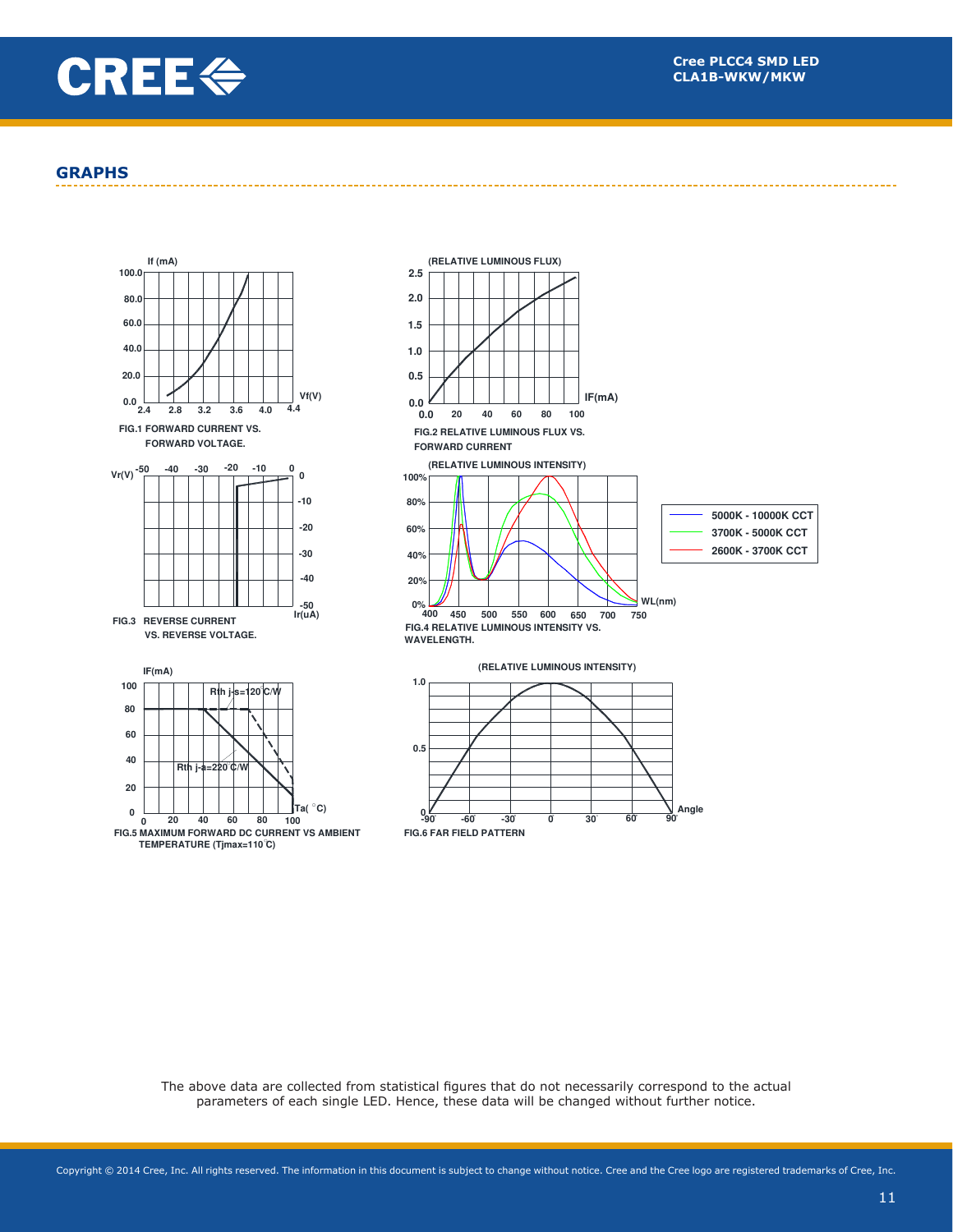## GRAPHS

FIG.1 FORWARD CURRENT VS. FORWARD VOLTAGE.

FIG.2 RELATIVE LUMINOUS FLUX VS. FORWARD CURRENT

FIG.3 REVERSE CURRENT VS. REVERSE VOLTAGE.

FIG.4 RELATIVE LUMINOUS INTENSITY VS. WAVELENGTH.

FIG.5 MAXIMUM FORWARD DC CURRENT VS AMBIENT TEMPERATURE (Tjmax=110°C)

FIG.6 FAR FIELD PATTERN

The above data are collected from statistical figures that do not necessarily correspond to the actual parameters of each single LED. Hence, these data will be changed without further notice.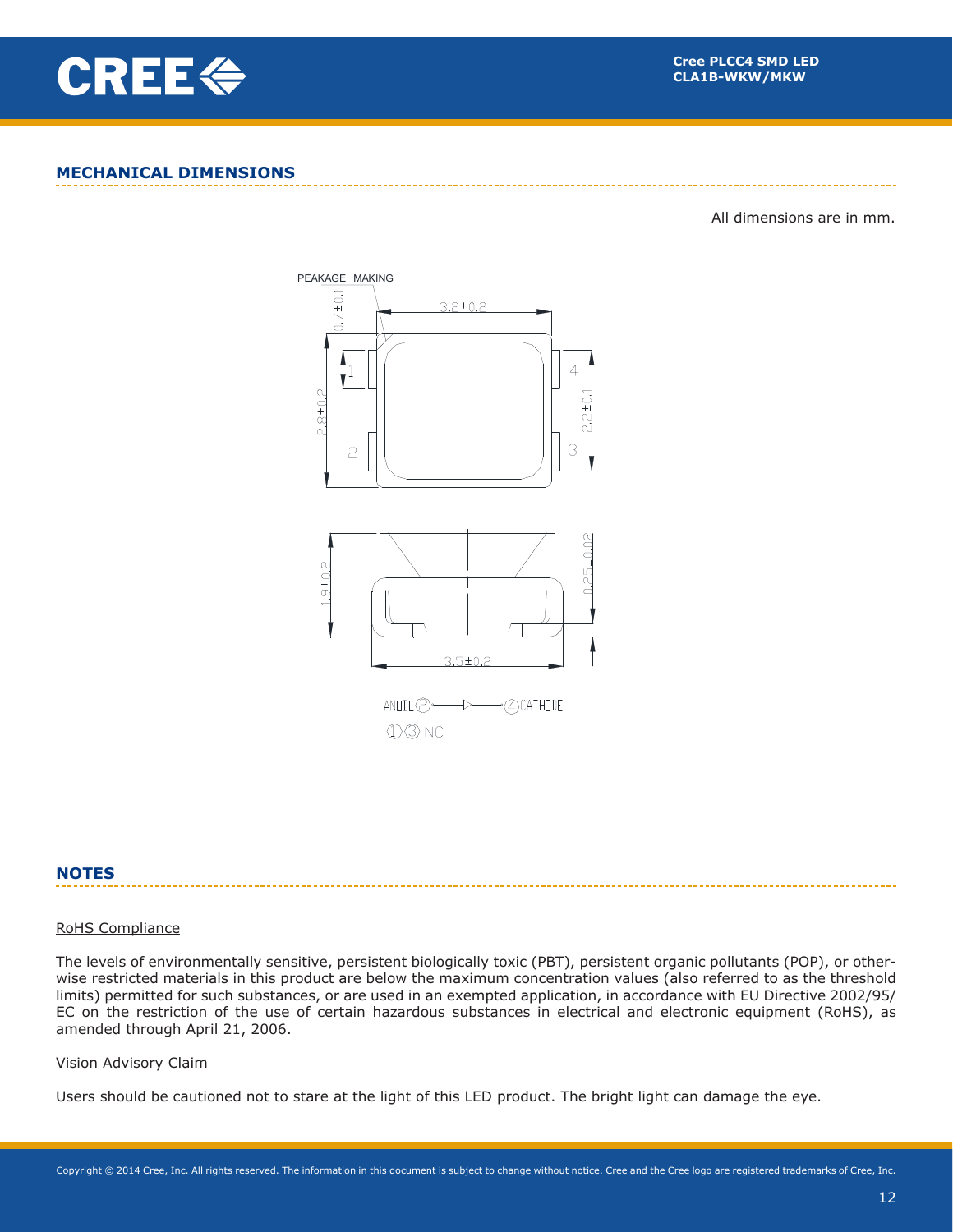## MECHANICAL DIMENSIONS

All dimensions are in mm.

PEAKAGE MAKING

3.2±0.2

0.7±0.1

2.8±0.2

2.2±0.1

1 2 3 4

1.9±0.2

0.25±0.02

3.5±0.2

ANODE② ⟶ ④CATHODE

①③ NC

## NOTES

RoHS Compliance

The levels of environmentally sensitive, persistent biologically toxic (PBT), persistent organic pollutants (POP), or otherwise restricted materials in this product are below the maximum concentration values (also referred to as the threshold limits) permitted for such substances, or are used in an exempted application, in accordance with EU Directive 2002/95/EC on the restriction of the use of certain hazardous substances in electrical and electronic equipment (RoHS), as amended through April 21, 2006.

Vision Advisory Claim

Users should be cautioned not to stare at the light of this LED product. The bright light can damage the eye.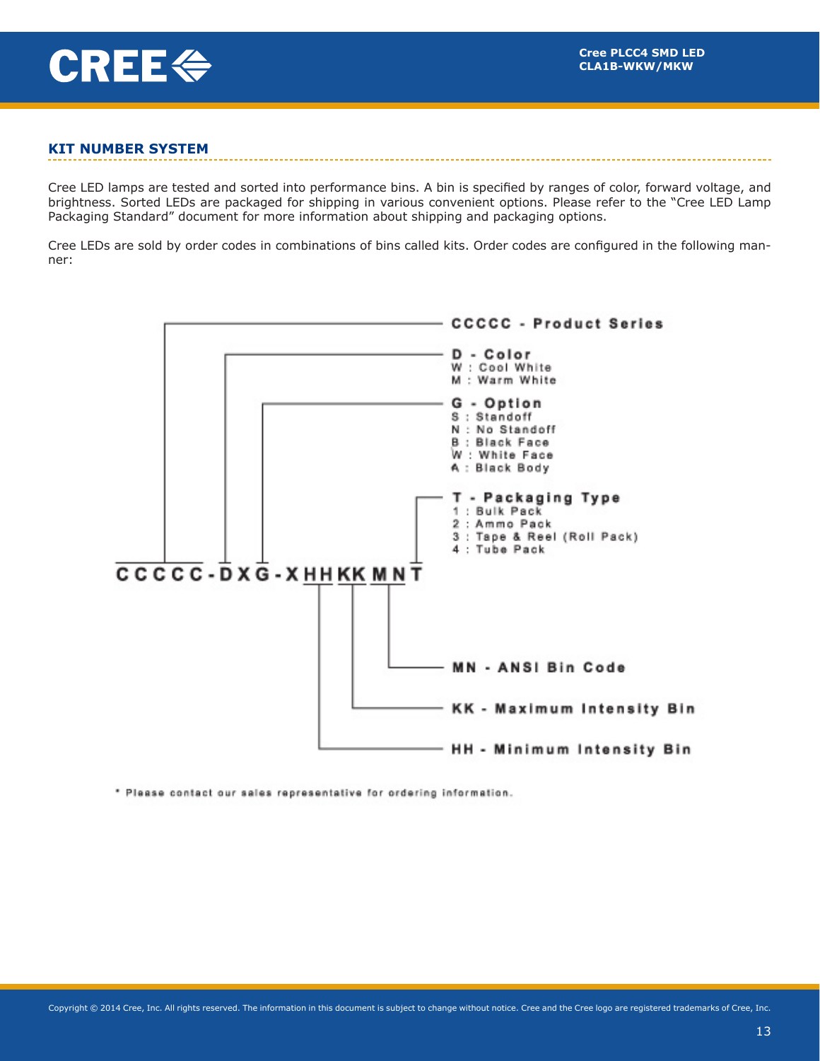## KIT NUMBER SYSTEM

Cree LED lamps are tested and sorted into performance bins. A bin is specified by ranges of color, forward voltage, and brightness. Sorted LEDs are packaged for shipping in various convenient options. Please refer to the "Cree LED Lamp Packaging Standard" document for more information about shipping and packaging options.

Cree LEDs are sold by order codes in combinations of bins called kits. Order codes are configured in the following manner:

**CCCCC-DXG-XHHKKMNT**

**CCCCC - Product Series**

**D - Color**
- W : Cool White
- M : Warm White

**G - Option**
- S : Standoff
- N : No Standoff
- B : Black Face
- W : White Face
- A : Black Body

**T - Packaging Type**
- 1 : Bulk Pack
- 2 : Ammo Pack
- 3 : Tape & Reel (Roll Pack)
- 4 : Tube Pack

**MN - ANSI Bin Code**

**KK - Maximum Intensity Bin**

**HH - Minimum Intensity Bin**

\* Please contact our sales representative for ordering information.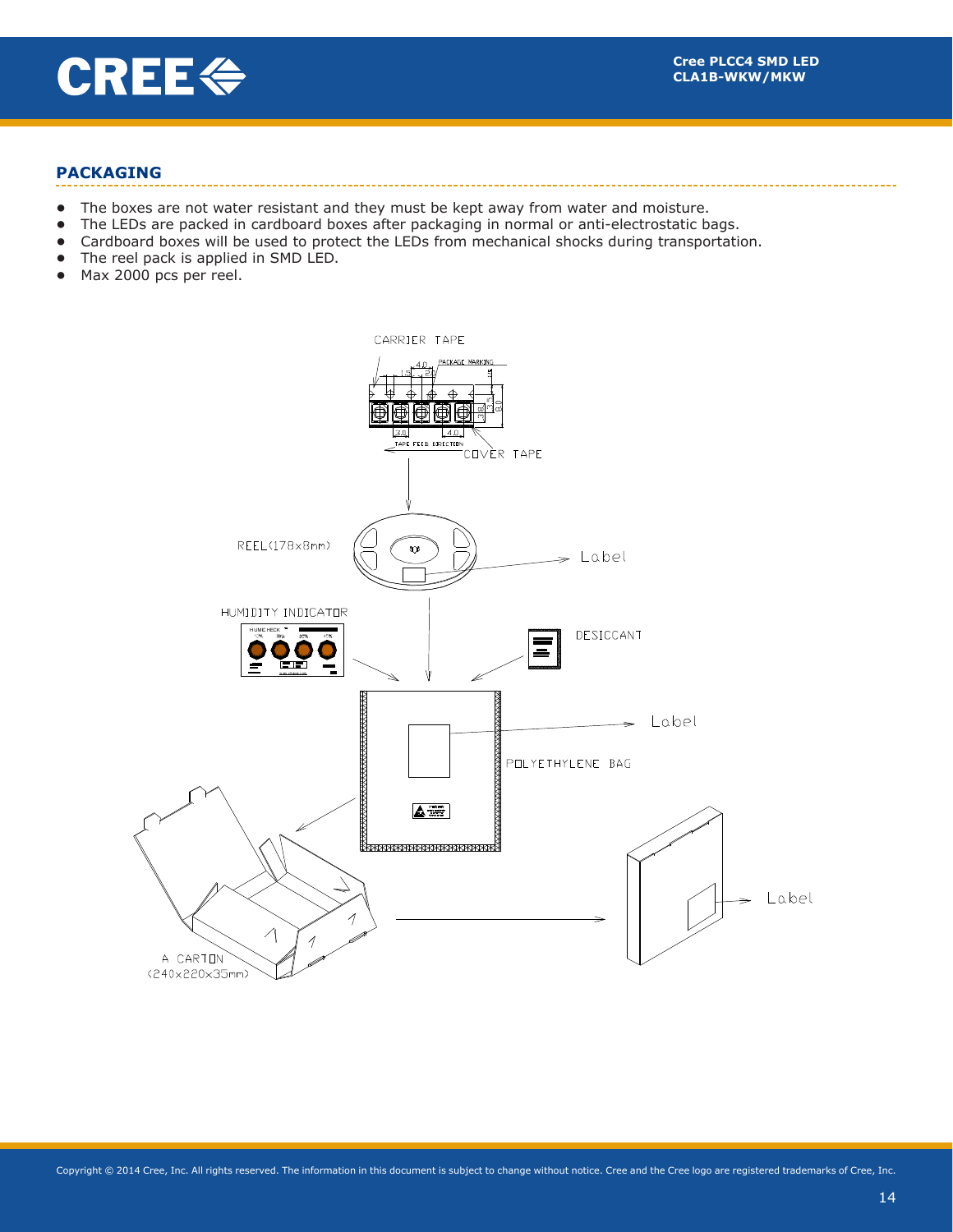## PACKAGING

- The boxes are not water resistant and they must be kept away from water and moisture.
- The LEDs are packed in cardboard boxes after packaging in normal or anti-electrostatic bags.
- Cardboard boxes will be used to protect the LEDs from mechanical shocks during transportation.
- The reel pack is applied in SMD LED.
- Max 2000 pcs per reel.

CARRIER TAPE

4.0

1.5

2.0

PACKAGE MARKING

1.75

3.5

8.0

3.8

3.0

4.0

TAPE FEED DIRECTION

COVER TAPE

REEL(178x8mm)

Label

HUMIDITY INDICATOR

DESICCANT

Label

POLYETHYLENE BAG

A CARTON
(240x220x35mm)

Label